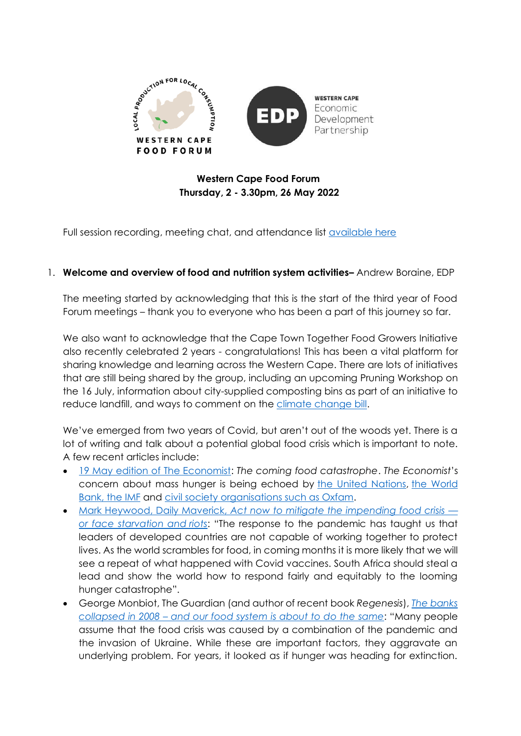**Western Cape Food Forum**
**Thursday, 2 - 3.30pm, 26 May 2022**

Full session recording, meeting chat, and attendance list available here

1. **Welcome and overview of food and nutrition system activities–** Andrew Boraine, EDP

   The meeting started by acknowledging that this is the start of the third year of Food Forum meetings – thank you to everyone who has been a part of this journey so far.

   We also want to acknowledge that the Cape Town Together Food Growers Initiative also recently celebrated 2 years - congratulations! This has been a vital platform for sharing knowledge and learning across the Western Cape. There are lots of initiatives that are still being shared by the group, including an upcoming Pruning Workshop on the 16 July, information about city-supplied composting bins as part of an initiative to reduce landfill, and ways to comment on the climate change bill.

   We've emerged from two years of Covid, but aren't out of the woods yet. There is a lot of writing and talk about a potential global food crisis which is important to note. A few recent articles include:

   - 19 May edition of The Economist: *The coming food catastrophe*. *The Economist*'s concern about mass hunger is being echoed by the United Nations, the World Bank, the IMF and civil society organisations such as Oxfam.
   - *Mark Heywood, Daily Maverick, Act now to mitigate the impending food crisis — or face starvation and riots*: "The response to the pandemic has taught us that leaders of developed countries are not capable of working together to protect lives. As the world scrambles for food, in coming months it is more likely that we will see a repeat of what happened with Covid vaccines. South Africa should steal a lead and show the world how to respond fairly and equitably to the looming hunger catastrophe".
   - George Monbiot, The Guardian (and author of recent book *Regenesis*), *The banks collapsed in 2008 – and our food system is about to do the same*: "Many people assume that the food crisis was caused by a combination of the pandemic and the invasion of Ukraine. While these are important factors, they aggravate an underlying problem. For years, it looked as if hunger was heading for extinction.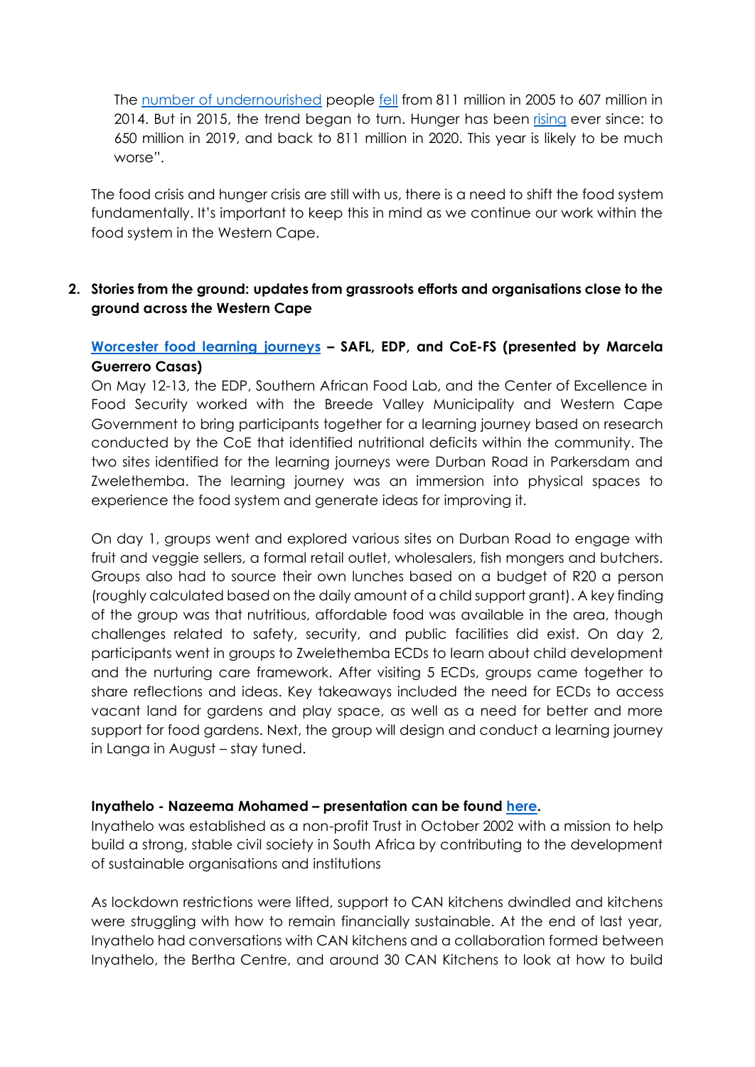The [number of undernourished](#) people [fell](#) from 811 million in 2005 to 607 million in 2014. But in 2015, the trend began to turn. Hunger has been [rising](#) ever since: to 650 million in 2019, and back to 811 million in 2020. This year is likely to be much worse".

The food crisis and hunger crisis are still with us, there is a need to shift the food system fundamentally. It's important to keep this in mind as we continue our work within the food system in the Western Cape.

2. **Stories from the ground: updates from grassroots efforts and organisations close to the ground across the Western Cape**

**[Worcester food learning journeys](#) – SAFL, EDP, and CoE-FS (presented by Marcela Guerrero Casas)**

On May 12-13, the EDP, Southern African Food Lab, and the Center of Excellence in Food Security worked with the Breede Valley Municipality and Western Cape Government to bring participants together for a learning journey based on research conducted by the CoE that identified nutritional deficits within the community. The two sites identified for the learning journeys were Durban Road in Parkersdam and Zwelethemba. The learning journey was an immersion into physical spaces to experience the food system and generate ideas for improving it.

On day 1, groups went and explored various sites on Durban Road to engage with fruit and veggie sellers, a formal retail outlet, wholesalers, fish mongers and butchers. Groups also had to source their own lunches based on a budget of R20 a person (roughly calculated based on the daily amount of a child support grant). A key finding of the group was that nutritious, affordable food was available in the area, though challenges related to safety, security, and public facilities did exist. On day 2, participants went in groups to Zwelethemba ECDs to learn about child development and the nurturing care framework. After visiting 5 ECDs, groups came together to share reflections and ideas. Key takeaways included the need for ECDs to access vacant land for gardens and play space, as well as a need for better and more support for food gardens. Next, the group will design and conduct a learning journey in Langa in August – stay tuned.

**Inyathelo - Nazeema Mohamed – presentation can be found [here](#).**

Inyathelo was established as a non-profit Trust in October 2002 with a mission to help build a strong, stable civil society in South Africa by contributing to the development of sustainable organisations and institutions

As lockdown restrictions were lifted, support to CAN kitchens dwindled and kitchens were struggling with how to remain financially sustainable. At the end of last year, Inyathelo had conversations with CAN kitchens and a collaboration formed between Inyathelo, the Bertha Centre, and around 30 CAN Kitchens to look at how to build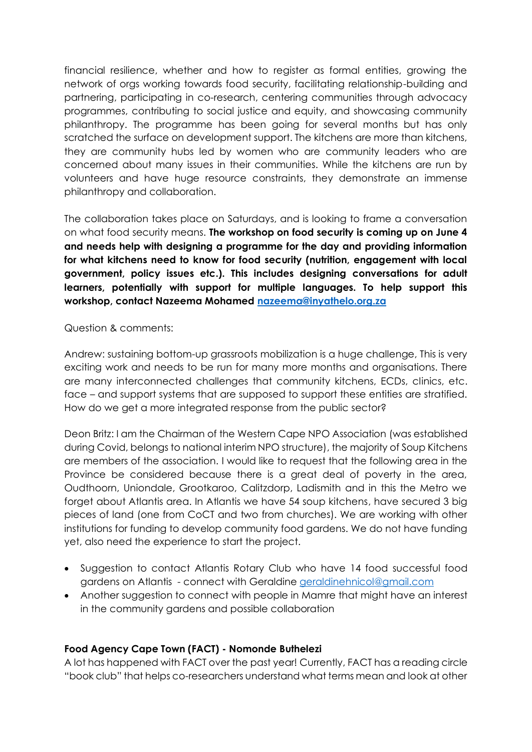financial resilience, whether and how to register as formal entities, growing the network of orgs working towards food security, facilitating relationship-building and partnering, participating in co-research, centering communities through advocacy programmes, contributing to social justice and equity, and showcasing community philanthropy. The programme has been going for several months but has only scratched the surface on development support. The kitchens are more than kitchens, they are community hubs led by women who are community leaders who are concerned about many issues in their communities. While the kitchens are run by volunteers and have huge resource constraints, they demonstrate an immense philanthropy and collaboration.

The collaboration takes place on Saturdays, and is looking to frame a conversation on what food security means. **The workshop on food security is coming up on June 4 and needs help with designing a programme for the day and providing information for what kitchens need to know for food security (nutrition, engagement with local government, policy issues etc.). This includes designing conversations for adult learners, potentially with support for multiple languages. To help support this workshop, contact Nazeema Mohamed [nazeema@inyathelo.org.za](mailto:nazeema@inyathelo.org.za)**

Question & comments:

Andrew: sustaining bottom-up grassroots mobilization is a huge challenge, This is very exciting work and needs to be run for many more months and organisations. There are many interconnected challenges that community kitchens, ECDs, clinics, etc. face – and support systems that are supposed to support these entities are stratified. How do we get a more integrated response from the public sector?

Deon Britz: I am the Chairman of the Western Cape NPO Association (was established during Covid, belongs to national interim NPO structure), the majority of Soup Kitchens are members of the association. I would like to request that the following area in the Province be considered because there is a great deal of poverty in the area, Oudthoorn, Uniondale, Grootkaroo, Calitzdorp, Ladismith and in this the Metro we forget about Atlantis area. In Atlantis we have 54 soup kitchens, have secured 3 big pieces of land (one from CoCT and two from churches). We are working with other institutions for funding to develop community food gardens. We do not have funding yet, also need the experience to start the project.

- Suggestion to contact Atlantis Rotary Club who have 14 food successful food gardens on Atlantis - connect with Geraldine [geraldinehnicol@gmail.com](mailto:geraldinehnicol@gmail.com)
- Another suggestion to connect with people in Mamre that might have an interest in the community gardens and possible collaboration

**Food Agency Cape Town (FACT) - Nomonde Buthelezi**

A lot has happened with FACT over the past year! Currently, FACT has a reading circle "book club" that helps co-researchers understand what terms mean and look at other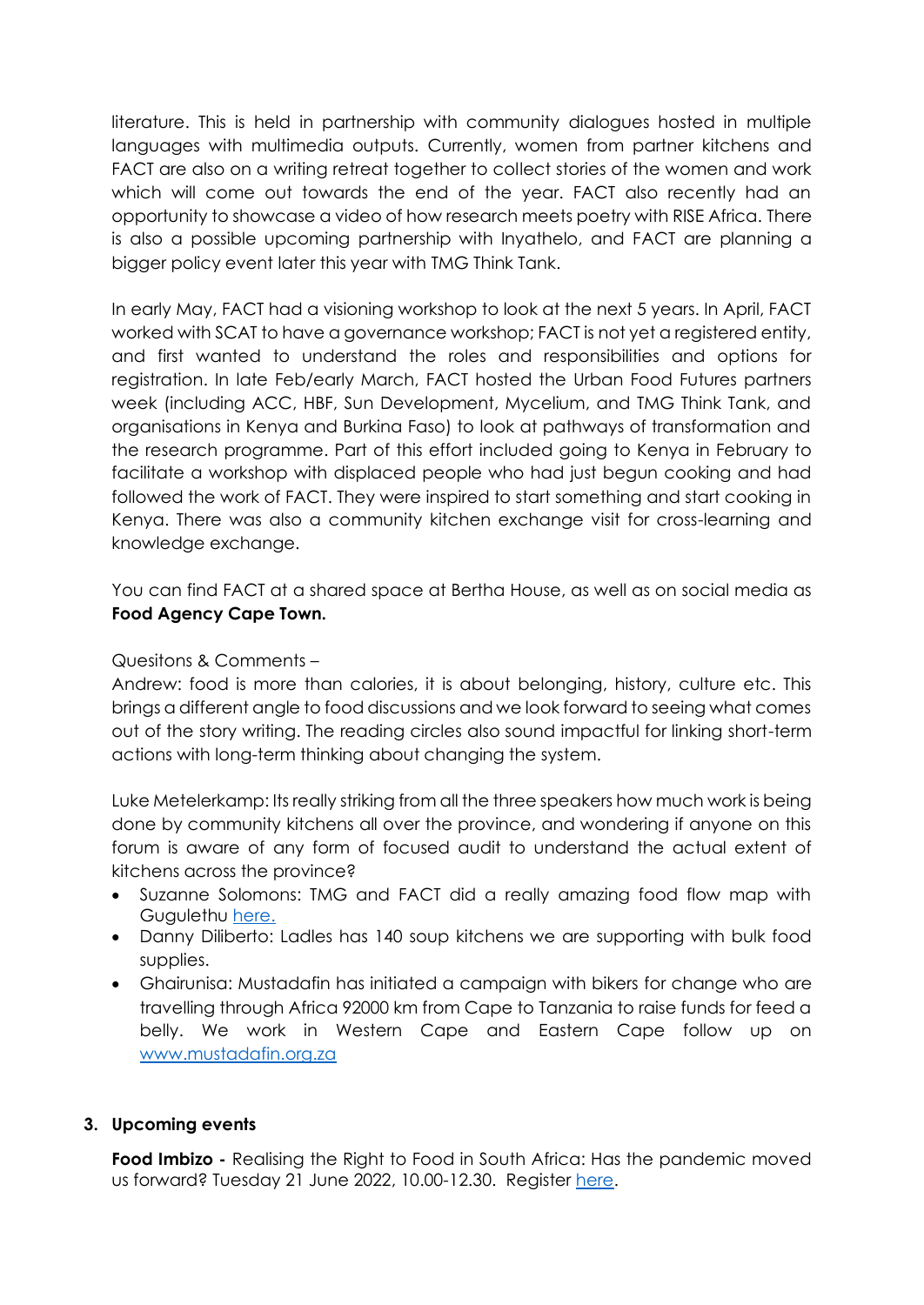literature. This is held in partnership with community dialogues hosted in multiple languages with multimedia outputs. Currently, women from partner kitchens and FACT are also on a writing retreat together to collect stories of the women and work which will come out towards the end of the year. FACT also recently had an opportunity to showcase a video of how research meets poetry with RISE Africa. There is also a possible upcoming partnership with Inyathelo, and FACT are planning a bigger policy event later this year with TMG Think Tank.

In early May, FACT had a visioning workshop to look at the next 5 years. In April, FACT worked with SCAT to have a governance workshop; FACT is not yet a registered entity, and first wanted to understand the roles and responsibilities and options for registration. In late Feb/early March, FACT hosted the Urban Food Futures partners week (including ACC, HBF, Sun Development, Mycelium, and TMG Think Tank, and organisations in Kenya and Burkina Faso) to look at pathways of transformation and the research programme. Part of this effort included going to Kenya in February to facilitate a workshop with displaced people who had just begun cooking and had followed the work of FACT. They were inspired to start something and start cooking in Kenya. There was also a community kitchen exchange visit for cross-learning and knowledge exchange.

You can find FACT at a shared space at Bertha House, as well as on social media as **Food Agency Cape Town.**

Quesitons & Comments –

Andrew: food is more than calories, it is about belonging, history, culture etc. This brings a different angle to food discussions and we look forward to seeing what comes out of the story writing. The reading circles also sound impactful for linking short-term actions with long-term thinking about changing the system.

Luke Metelerkamp: Its really striking from all the three speakers how much work is being done by community kitchens all over the province, and wondering if anyone on this forum is aware of any form of focused audit to understand the actual extent of kitchens across the province?

- Suzanne Solomons: TMG and FACT did a really amazing food flow map with Gugulethu here.
- Danny Diliberto: Ladles has 140 soup kitchens we are supporting with bulk food supplies.
- Ghairunisa: Mustadafin has initiated a campaign with bikers for change who are travelling through Africa 92000 km from Cape to Tanzania to raise funds for feed a belly. We work in Western Cape and Eastern Cape follow up on www.mustadafin.org.za

## 3. Upcoming events

**Food Imbizo -** Realising the Right to Food in South Africa: Has the pandemic moved us forward? Tuesday 21 June 2022, 10.00-12.30. Register here.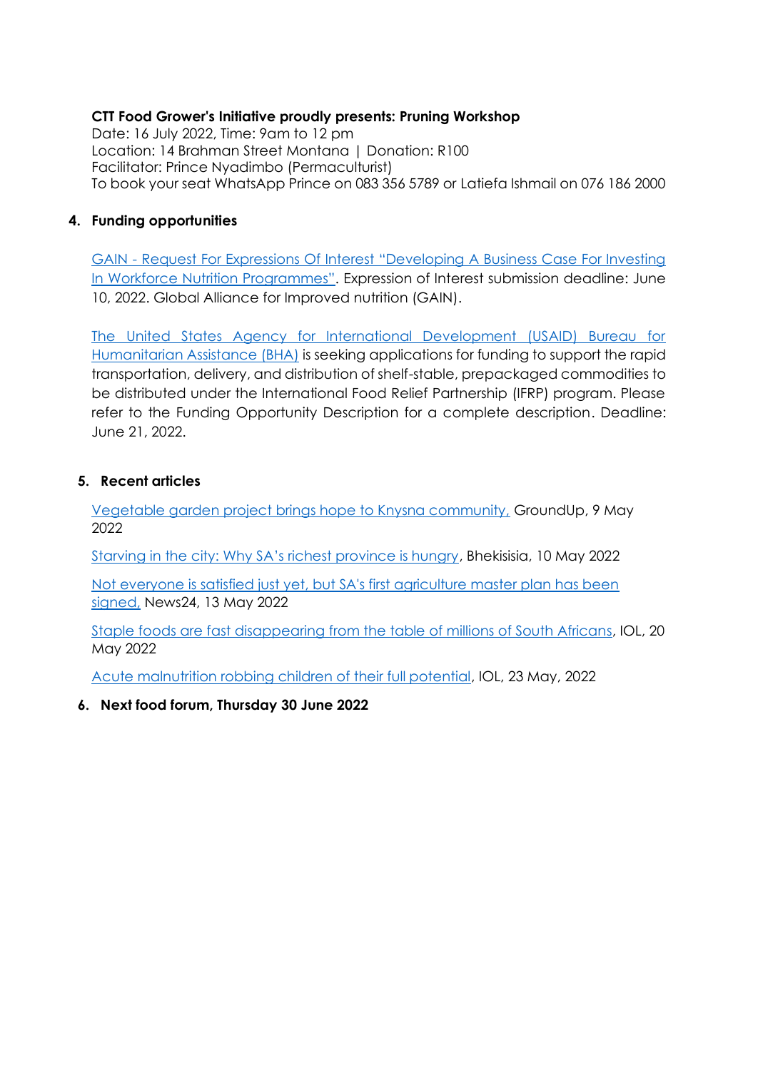**CTT Food Grower's Initiative proudly presents: Pruning Workshop**
Date: 16 July 2022, Time: 9am to 12 pm
Location: 14 Brahman Street Montana | Donation: R100
Facilitator: Prince Nyadimbo (Permaculturist)
To book your seat WhatsApp Prince on 083 356 5789 or Latiefa Ishmail on 076 186 2000

## 4. Funding opportunities

GAIN - Request For Expressions Of Interest "Developing A Business Case For Investing In Workforce Nutrition Programmes". Expression of Interest submission deadline: June 10, 2022. Global Alliance for Improved nutrition (GAIN).

The United States Agency for International Development (USAID) Bureau for Humanitarian Assistance (BHA) is seeking applications for funding to support the rapid transportation, delivery, and distribution of shelf-stable, prepackaged commodities to be distributed under the International Food Relief Partnership (IFRP) program. Please refer to the Funding Opportunity Description for a complete description. Deadline: June 21, 2022.

## 5. Recent articles

Vegetable garden project brings hope to Knysna community, GroundUp, 9 May 2022

Starving in the city: Why SA's richest province is hungry, Bhekisisia, 10 May 2022

Not everyone is satisfied just yet, but SA's first agriculture master plan has been signed, News24, 13 May 2022

Staple foods are fast disappearing from the table of millions of South Africans, IOL, 20 May 2022

Acute malnutrition robbing children of their full potential, IOL, 23 May, 2022

## 6. Next food forum, Thursday 30 June 2022